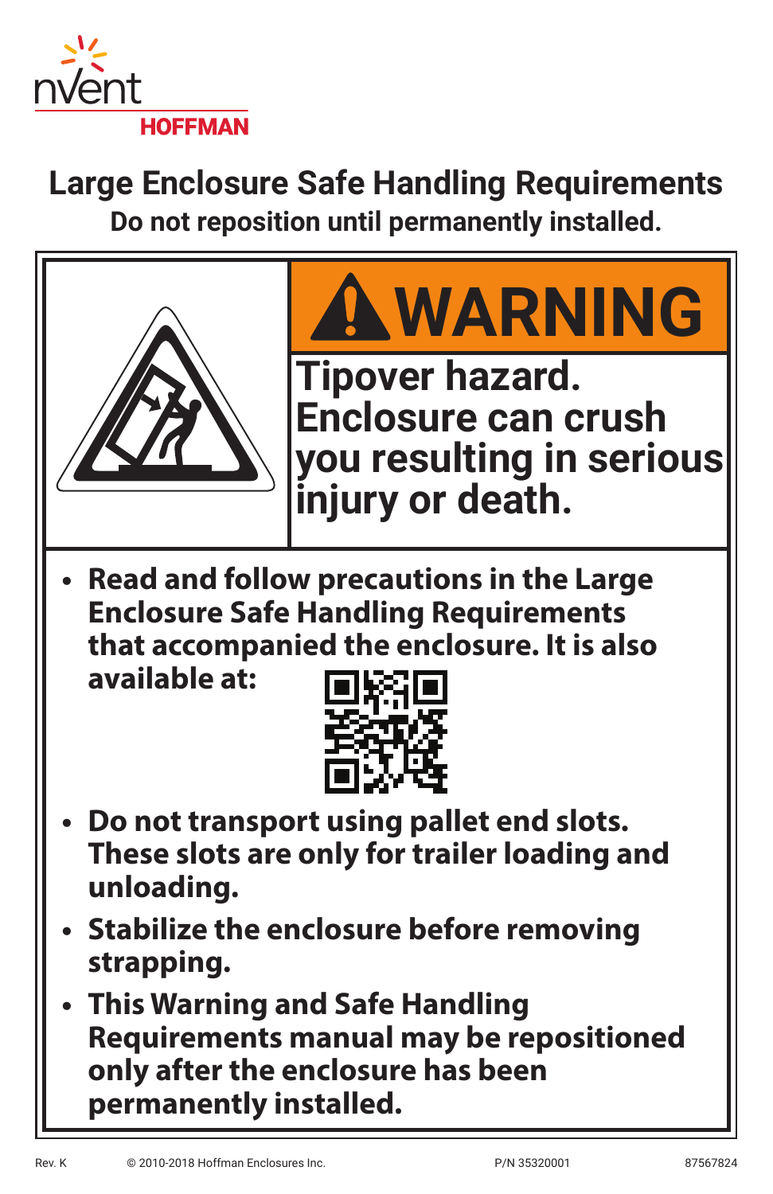nVent HOFFMAN

# Large Enclosure Safe Handling Requirements

**Do not reposition until permanently installed.**

## ⚠ WARNING

**Tipover hazard. Enclosure can crush you resulting in serious injury or death.**

- **Read and follow precautions in the Large Enclosure Safe Handling Requirements that accompanied the enclosure. It is also available at:**
- **Do not transport using pallet end slots. These slots are only for trailer loading and unloading.**
- **Stabilize the enclosure before removing strapping.**
- **This Warning and Safe Handling Requirements manual may be repositioned only after the enclosure has been permanently installed.**

Rev. K © 2010-2018 Hoffman Enclosures Inc. P/N 35320001 87567824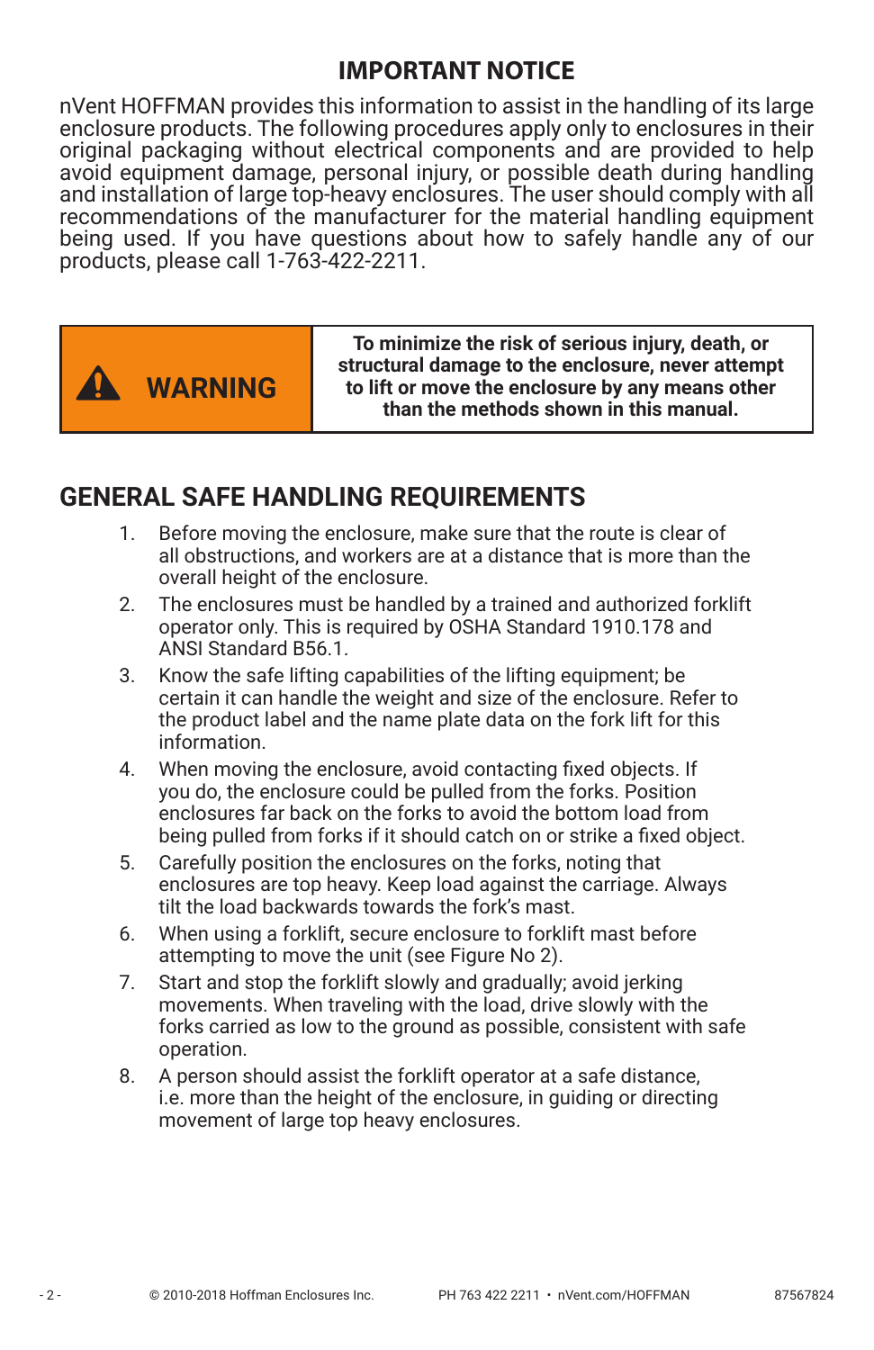## IMPORTANT NOTICE

nVent HOFFMAN provides this information to assist in the handling of its large enclosure products. The following procedures apply only to enclosures in their original packaging without electrical components and are provided to help avoid equipment damage, personal injury, or possible death during handling and installation of large top-heavy enclosures. The user should comply with all recommendations of the manufacturer for the material handling equipment being used. If you have questions about how to safely handle any of our products, please call 1-763-422-2211.

| ⚠ WARNING | **To minimize the risk of serious injury, death, or structural damage to the enclosure, never attempt to lift or move the enclosure by any means other than the methods shown in this manual.** |
| --- | --- |

## GENERAL SAFE HANDLING REQUIREMENTS

1. Before moving the enclosure, make sure that the route is clear of all obstructions, and workers are at a distance that is more than the overall height of the enclosure.
2. The enclosures must be handled by a trained and authorized forklift operator only. This is required by OSHA Standard 1910.178 and ANSI Standard B56.1.
3. Know the safe lifting capabilities of the lifting equipment; be certain it can handle the weight and size of the enclosure. Refer to the product label and the name plate data on the fork lift for this information.
4. When moving the enclosure, avoid contacting fixed objects. If you do, the enclosure could be pulled from the forks. Position enclosures far back on the forks to avoid the bottom load from being pulled from forks if it should catch on or strike a fixed object.
5. Carefully position the enclosures on the forks, noting that enclosures are top heavy. Keep load against the carriage. Always tilt the load backwards towards the fork's mast.
6. When using a forklift, secure enclosure to forklift mast before attempting to move the unit (see Figure No 2).
7. Start and stop the forklift slowly and gradually; avoid jerking movements. When traveling with the load, drive slowly with the forks carried as low to the ground as possible, consistent with safe operation.
8. A person should assist the forklift operator at a safe distance, i.e. more than the height of the enclosure, in guiding or directing movement of large top heavy enclosures.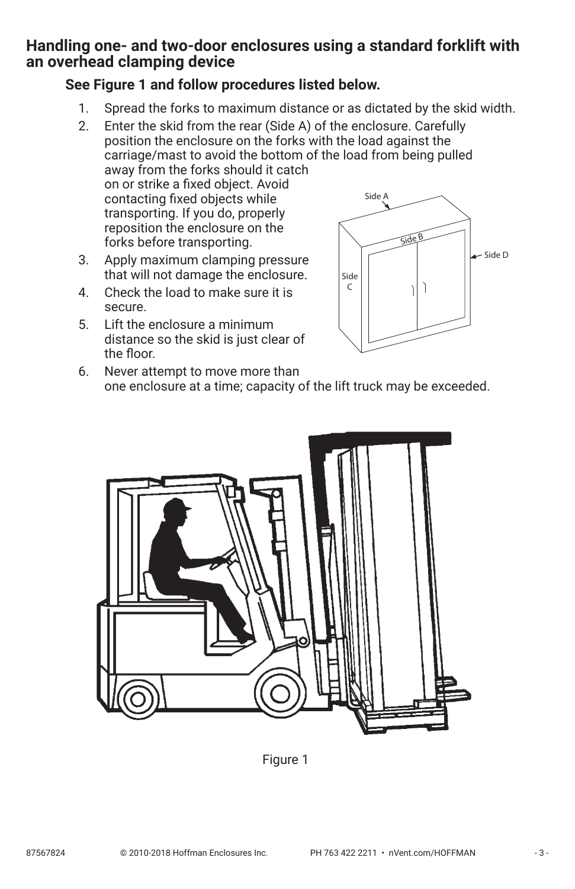## Handling one- and two-door enclosures using a standard forklift with an overhead clamping device

### See Figure 1 and follow procedures listed below.

1. Spread the forks to maximum distance or as dictated by the skid width.
2. Enter the skid from the rear (Side A) of the enclosure. Carefully position the enclosure on the forks with the load against the carriage/mast to avoid the bottom of the load from being pulled away from the forks should it catch on or strike a fixed object. Avoid contacting fixed objects while transporting. If you do, properly reposition the enclosure on the forks before transporting.
3. Apply maximum clamping pressure that will not damage the enclosure.
4. Check the load to make sure it is secure.
5. Lift the enclosure a minimum distance so the skid is just clear of the floor.
6. Never attempt to move more than one enclosure at a time; capacity of the lift truck may be exceeded.

Side A
Side B
Side C
Side D

Figure 1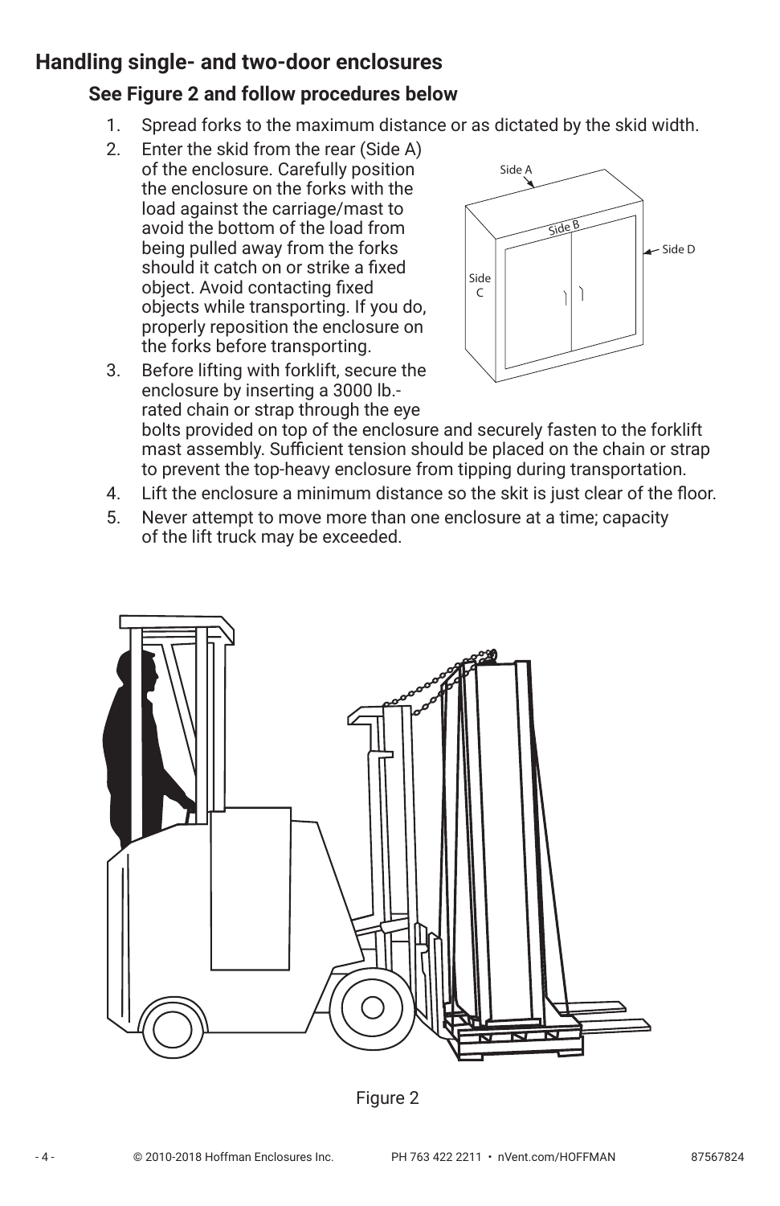## Handling single- and two-door enclosures

### See Figure 2 and follow procedures below

1. Spread forks to the maximum distance or as dictated by the skid width.
2. Enter the skid from the rear (Side A) of the enclosure. Carefully position the enclosure on the forks with the load against the carriage/mast to avoid the bottom of the load from being pulled away from the forks should it catch on or strike a fixed object. Avoid contacting fixed objects while transporting. If you do, properly reposition the enclosure on the forks before transporting.
3. Before lifting with forklift, secure the enclosure by inserting a 3000 lb.-rated chain or strap through the eye bolts provided on top of the enclosure and securely fasten to the forklift mast assembly. Sufficient tension should be placed on the chain or strap to prevent the top-heavy enclosure from tipping during transportation.
4. Lift the enclosure a minimum distance so the skit is just clear of the floor.
5. Never attempt to move more than one enclosure at a time; capacity of the lift truck may be exceeded.

Side A

Side B

Side C

Side D

Figure 2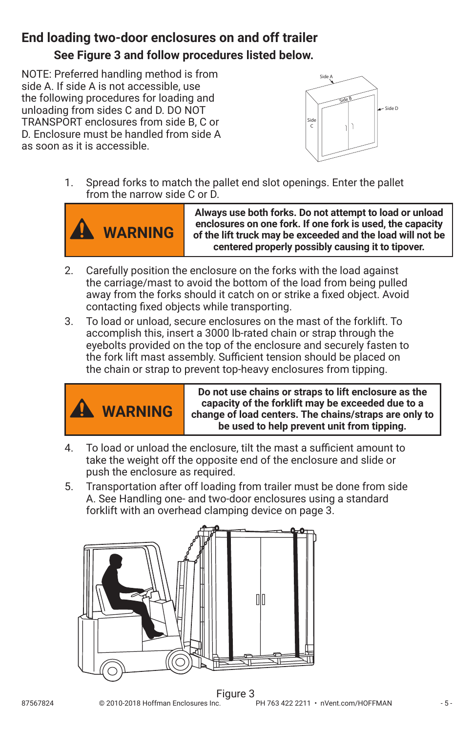## End loading two-door enclosures on and off trailer

### See Figure 3 and follow procedures listed below.

NOTE: Preferred handling method is from side A. If side A is not accessible, use the following procedures for loading and unloading from sides C and D. DO NOT TRANSPORT enclosures from side B, C or D. Enclosure must be handled from side A as soon as it is accessible.

1. Spread forks to match the pallet end slot openings. Enter the pallet from the narrow side C or D.

| WARNING | **Always use both forks. Do not attempt to load or unload enclosures on one fork. If one fork is used, the capacity of the lift truck may be exceeded and the load will not be centered properly possibly causing it to tipover.** |
|---|---|

2. Carefully position the enclosure on the forks with the load against the carriage/mast to avoid the bottom of the load from being pulled away from the forks should it catch on or strike a fixed object. Avoid contacting fixed objects while transporting.
3. To load or unload, secure enclosures on the mast of the forklift. To accomplish this, insert a 3000 lb-rated chain or strap through the eyebolts provided on the top of the enclosure and securely fasten to the fork lift mast assembly. Sufficient tension should be placed on the chain or strap to prevent top-heavy enclosures from tipping.

| WARNING | **Do not use chains or straps to lift enclosure as the capacity of the forklift may be exceeded due to a change of load centers. The chains/straps are only to be used to help prevent unit from tipping.** |
|---|---|

4. To load or unload the enclosure, tilt the mast a sufficient amount to take the weight off the opposite end of the enclosure and slide or push the enclosure as required.
5. Transportation after off loading from trailer must be done from side A. See Handling one- and two-door enclosures using a standard forklift with an overhead clamping device on page 3.

Figure 3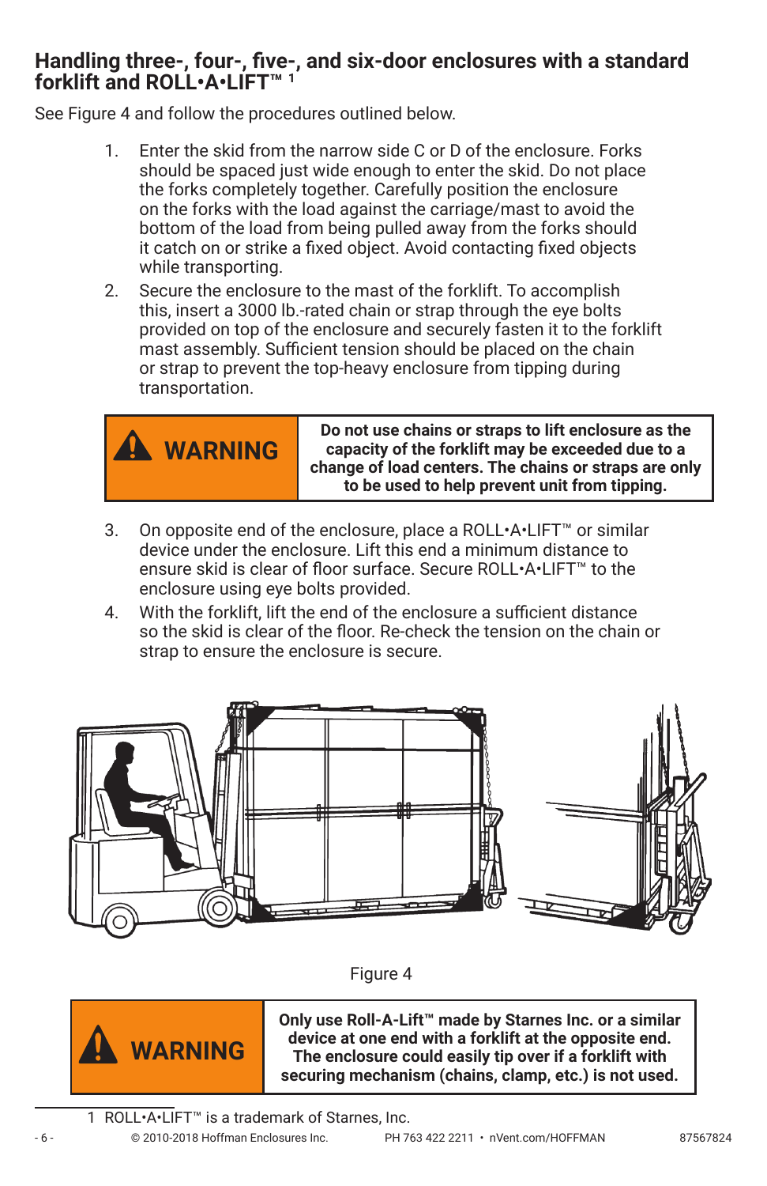## Handling three-, four-, five-, and six-door enclosures with a standard forklift and ROLL•A•LIFT™ [1]

See Figure 4 and follow the procedures outlined below.

1. Enter the skid from the narrow side C or D of the enclosure. Forks should be spaced just wide enough to enter the skid. Do not place the forks completely together. Carefully position the enclosure on the forks with the load against the carriage/mast to avoid the bottom of the load from being pulled away from the forks should it catch on or strike a fixed object. Avoid contacting fixed objects while transporting.
2. Secure the enclosure to the mast of the forklift. To accomplish this, insert a 3000 lb.-rated chain or strap through the eye bolts provided on top of the enclosure and securely fasten it to the forklift mast assembly. Sufficient tension should be placed on the chain or strap to prevent the top-heavy enclosure from tipping during transportation.

| WARNING | **Do not use chains or straps to lift enclosure as the capacity of the forklift may be exceeded due to a change of load centers. The chains or straps are only to be used to help prevent unit from tipping.** |
|---|---|

3. On opposite end of the enclosure, place a ROLL•A•LIFT™ or similar device under the enclosure. Lift this end a minimum distance to ensure skid is clear of floor surface. Secure ROLL•A•LIFT™ to the enclosure using eye bolts provided.
4. With the forklift, lift the end of the enclosure a sufficient distance so the skid is clear of the floor. Re-check the tension on the chain or strap to ensure the enclosure is secure.

Figure 4

| WARNING | **Only use Roll-A-Lift™ made by Starnes Inc. or a similar device at one end with a forklift at the opposite end. The enclosure could easily tip over if a forklift with securing mechanism (chains, clamp, etc.) is not used.** |
|---|---|

1 ROLL•A•LIFT™ is a trademark of Starnes, Inc.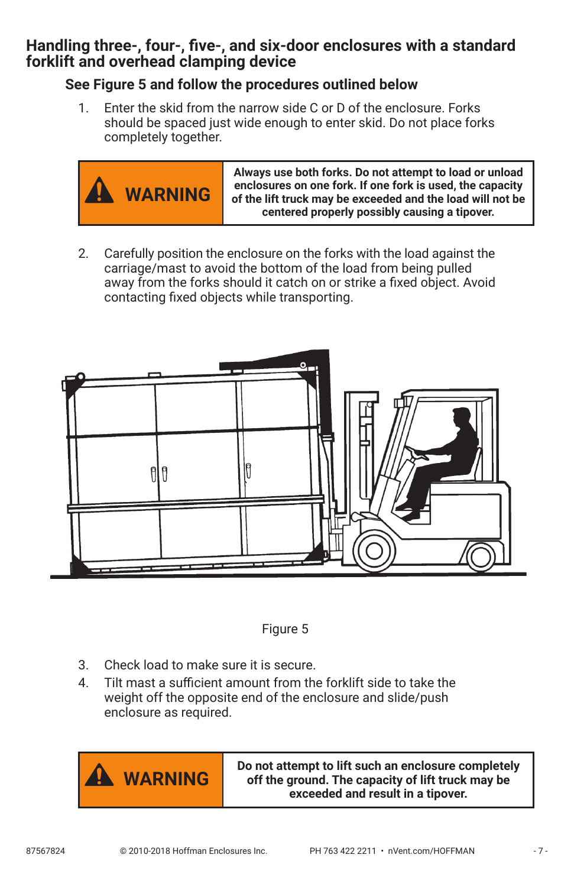## Handling three-, four-, five-, and six-door enclosures with a standard forklift and overhead clamping device

### See Figure 5 and follow the procedures outlined below

1. Enter the skid from the narrow side C or D of the enclosure. Forks should be spaced just wide enough to enter skid. Do not place forks completely together.

| ⚠ WARNING | **Always use both forks. Do not attempt to load or unload enclosures on one fork. If one fork is used, the capacity of the lift truck may be exceeded and the load will not be centered properly possibly causing a tipover.** |
|---|---|

2. Carefully position the enclosure on the forks with the load against the carriage/mast to avoid the bottom of the load from being pulled away from the forks should it catch on or strike a fixed object. Avoid contacting fixed objects while transporting.

Figure 5

3. Check load to make sure it is secure.
4. Tilt mast a sufficient amount from the forklift side to take the weight off the opposite end of the enclosure and slide/push enclosure as required.

| ⚠ WARNING | **Do not attempt to lift such an enclosure completely off the ground. The capacity of lift truck may be exceeded and result in a tipover.** |
|---|---|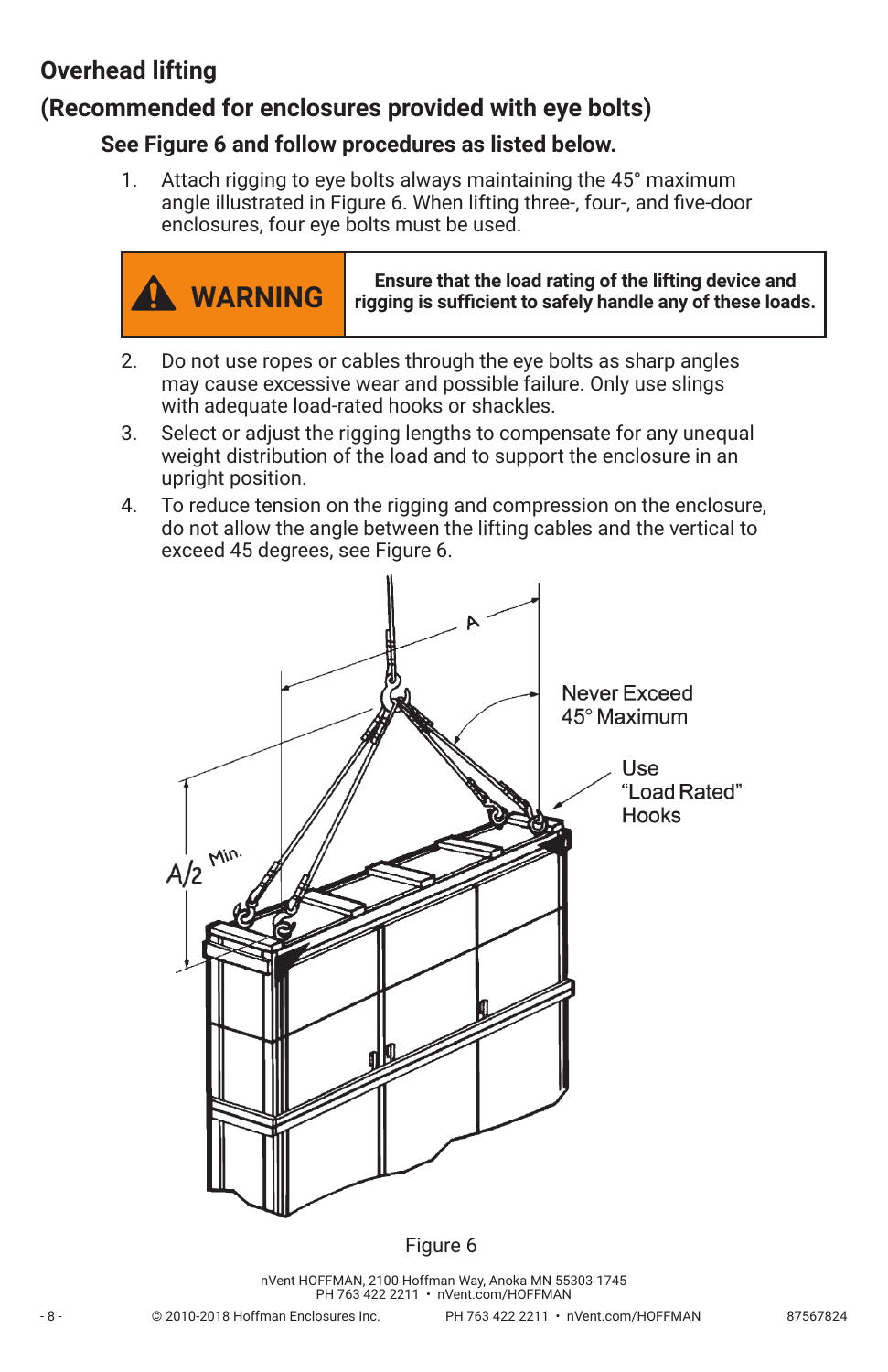## Overhead lifting

## (Recommended for enclosures provided with eye bolts)

### See Figure 6 and follow procedures as listed below.

1. Attach rigging to eye bolts always maintaining the 45° maximum angle illustrated in Figure 6. When lifting three-, four-, and five-door enclosures, four eye bolts must be used.

| | |
|---|---|
| **⚠ WARNING** | **Ensure that the load rating of the lifting device and rigging is sufficient to safely handle any of these loads.** |

2. Do not use ropes or cables through the eye bolts as sharp angles may cause excessive wear and possible failure. Only use slings with adequate load-rated hooks or shackles.
3. Select or adjust the rigging lengths to compensate for any unequal weight distribution of the load and to support the enclosure in an upright position.
4. To reduce tension on the rigging and compression on the enclosure, do not allow the angle between the lifting cables and the vertical to exceed 45 degrees, see Figure 6.

A

Never Exceed
45° Maximum

Use
"Load Rated"
Hooks

A/2 Min.

Figure 6

nVent HOFFMAN, 2100 Hoffman Way, Anoka MN 55303-1745
PH 763 422 2211 • nVent.com/HOFFMAN

© 2010-2018 Hoffman Enclosures Inc.

87567824